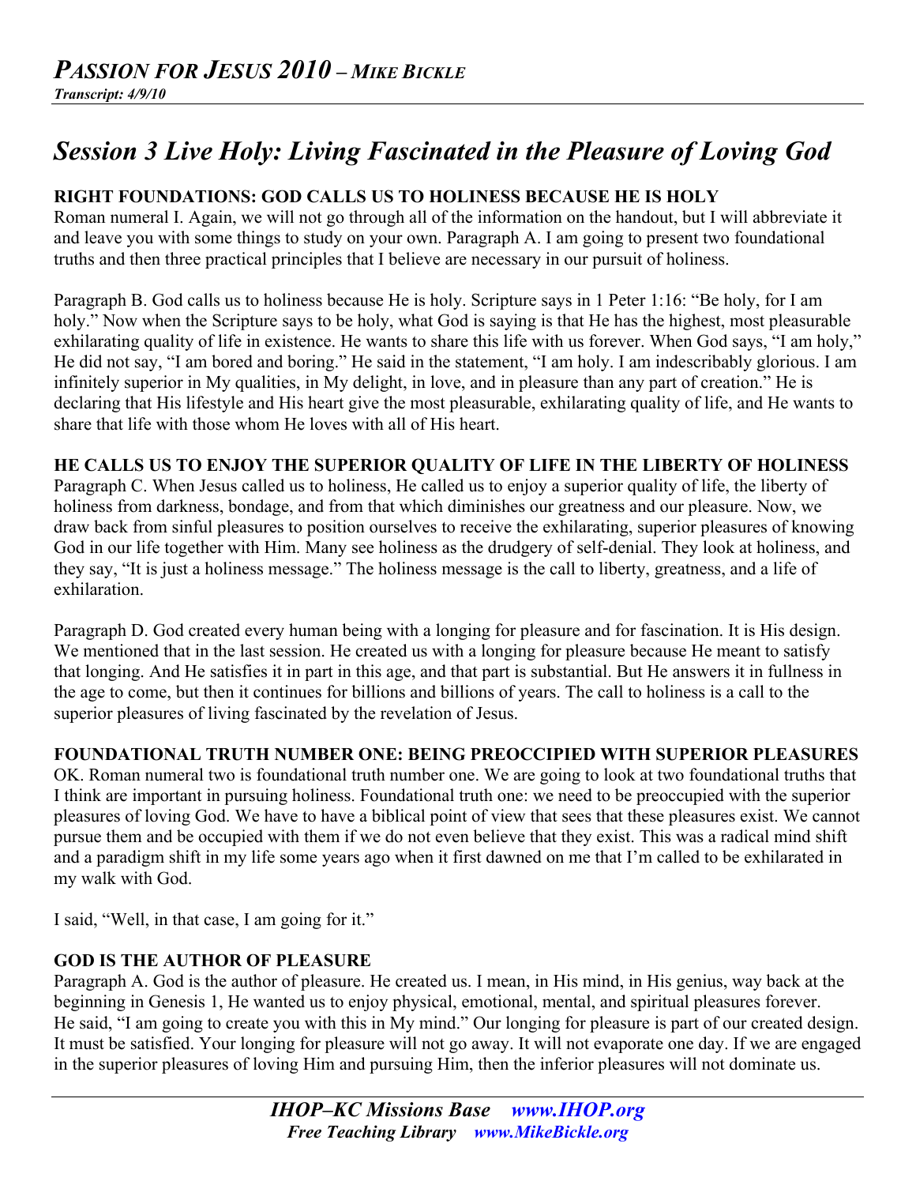# *PASSION FOR JESUS 2010 – MIKE BICKLE*

***Transcript: 4/9/10***

## *Session 3 Live Holy: Living Fascinated in the Pleasure of Loving God*

**RIGHT FOUNDATIONS: GOD CALLS US TO HOLINESS BECAUSE HE IS HOLY**

Roman numeral I. Again, we will not go through all of the information on the handout, but I will abbreviate it and leave you with some things to study on your own. Paragraph A. I am going to present two foundational truths and then three practical principles that I believe are necessary in our pursuit of holiness.

Paragraph B. God calls us to holiness because He is holy. Scripture says in 1 Peter 1:16: "Be holy, for I am holy." Now when the Scripture says to be holy, what God is saying is that He has the highest, most pleasurable exhilarating quality of life in existence. He wants to share this life with us forever. When God says, "I am holy," He did not say, "I am bored and boring." He said in the statement, "I am holy. I am indescribably glorious. I am infinitely superior in My qualities, in My delight, in love, and in pleasure than any part of creation." He is declaring that His lifestyle and His heart give the most pleasurable, exhilarating quality of life, and He wants to share that life with those whom He loves with all of His heart.

**HE CALLS US TO ENJOY THE SUPERIOR QUALITY OF LIFE IN THE LIBERTY OF HOLINESS**

Paragraph C. When Jesus called us to holiness, He called us to enjoy a superior quality of life, the liberty of holiness from darkness, bondage, and from that which diminishes our greatness and our pleasure. Now, we draw back from sinful pleasures to position ourselves to receive the exhilarating, superior pleasures of knowing God in our life together with Him. Many see holiness as the drudgery of self-denial. They look at holiness, and they say, "It is just a holiness message." The holiness message is the call to liberty, greatness, and a life of exhilaration.

Paragraph D. God created every human being with a longing for pleasure and for fascination. It is His design. We mentioned that in the last session. He created us with a longing for pleasure because He meant to satisfy that longing. And He satisfies it in part in this age, and that part is substantial. But He answers it in fullness in the age to come, but then it continues for billions and billions of years. The call to holiness is a call to the superior pleasures of living fascinated by the revelation of Jesus.

**FOUNDATIONAL TRUTH NUMBER ONE: BEING PREOCCIPIED WITH SUPERIOR PLEASURES**

OK. Roman numeral two is foundational truth number one. We are going to look at two foundational truths that I think are important in pursuing holiness. Foundational truth one: we need to be preoccupied with the superior pleasures of loving God. We have to have a biblical point of view that sees that these pleasures exist. We cannot pursue them and be occupied with them if we do not even believe that they exist. This was a radical mind shift and a paradigm shift in my life some years ago when it first dawned on me that I'm called to be exhilarated in my walk with God.

I said, "Well, in that case, I am going for it."

**GOD IS THE AUTHOR OF PLEASURE**

Paragraph A. God is the author of pleasure. He created us. I mean, in His mind, in His genius, way back at the beginning in Genesis 1, He wanted us to enjoy physical, emotional, mental, and spiritual pleasures forever. He said, "I am going to create you with this in My mind." Our longing for pleasure is part of our created design. It must be satisfied. Your longing for pleasure will not go away. It will not evaporate one day. If we are engaged in the superior pleasures of loving Him and pursuing Him, then the inferior pleasures will not dominate us.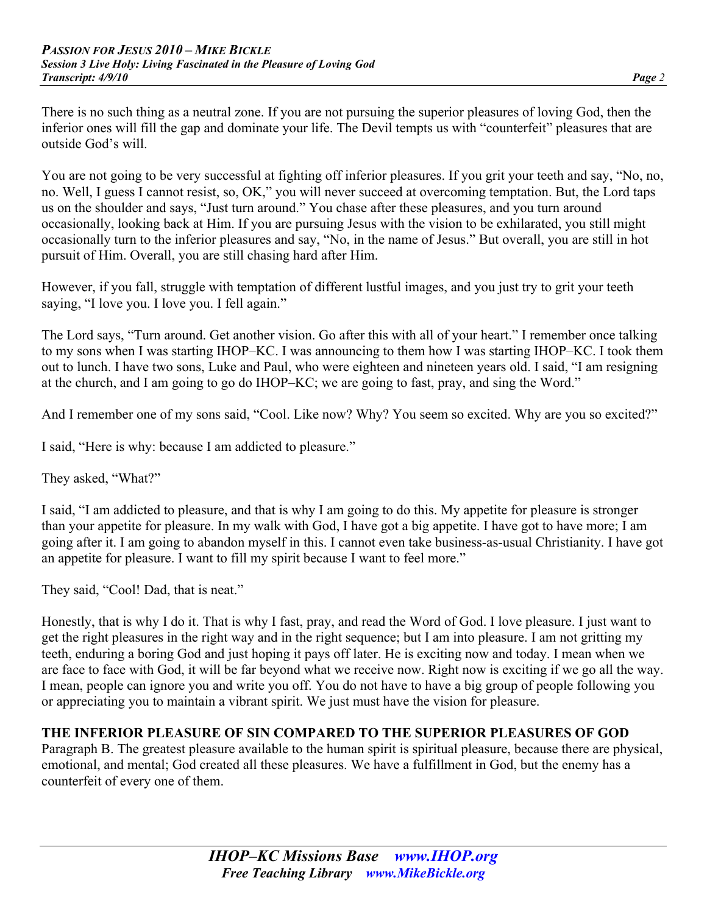There is no such thing as a neutral zone. If you are not pursuing the superior pleasures of loving God, then the inferior ones will fill the gap and dominate your life. The Devil tempts us with "counterfeit" pleasures that are outside God's will.

You are not going to be very successful at fighting off inferior pleasures. If you grit your teeth and say, "No, no, no. Well, I guess I cannot resist, so, OK," you will never succeed at overcoming temptation. But, the Lord taps us on the shoulder and says, "Just turn around." You chase after these pleasures, and you turn around occasionally, looking back at Him. If you are pursuing Jesus with the vision to be exhilarated, you still might occasionally turn to the inferior pleasures and say, "No, in the name of Jesus." But overall, you are still in hot pursuit of Him. Overall, you are still chasing hard after Him.

However, if you fall, struggle with temptation of different lustful images, and you just try to grit your teeth saying, "I love you. I love you. I fell again."

The Lord says, "Turn around. Get another vision. Go after this with all of your heart." I remember once talking to my sons when I was starting IHOP–KC. I was announcing to them how I was starting IHOP–KC. I took them out to lunch. I have two sons, Luke and Paul, who were eighteen and nineteen years old. I said, "I am resigning at the church, and I am going to go do IHOP–KC; we are going to fast, pray, and sing the Word."

And I remember one of my sons said, "Cool. Like now? Why? You seem so excited. Why are you so excited?"

I said, "Here is why: because I am addicted to pleasure."

They asked, "What?"

I said, "I am addicted to pleasure, and that is why I am going to do this. My appetite for pleasure is stronger than your appetite for pleasure. In my walk with God, I have got a big appetite. I have got to have more; I am going after it. I am going to abandon myself in this. I cannot even take business-as-usual Christianity. I have got an appetite for pleasure. I want to fill my spirit because I want to feel more."

They said, "Cool! Dad, that is neat."

Honestly, that is why I do it. That is why I fast, pray, and read the Word of God. I love pleasure. I just want to get the right pleasures in the right way and in the right sequence; but I am into pleasure. I am not gritting my teeth, enduring a boring God and just hoping it pays off later. He is exciting now and today. I mean when we are face to face with God, it will be far beyond what we receive now. Right now is exciting if we go all the way. I mean, people can ignore you and write you off. You do not have to have a big group of people following you or appreciating you to maintain a vibrant spirit. We just must have the vision for pleasure.

**THE INFERIOR PLEASURE OF SIN COMPARED TO THE SUPERIOR PLEASURES OF GOD**

Paragraph B. The greatest pleasure available to the human spirit is spiritual pleasure, because there are physical, emotional, and mental; God created all these pleasures. We have a fulfillment in God, but the enemy has a counterfeit of every one of them.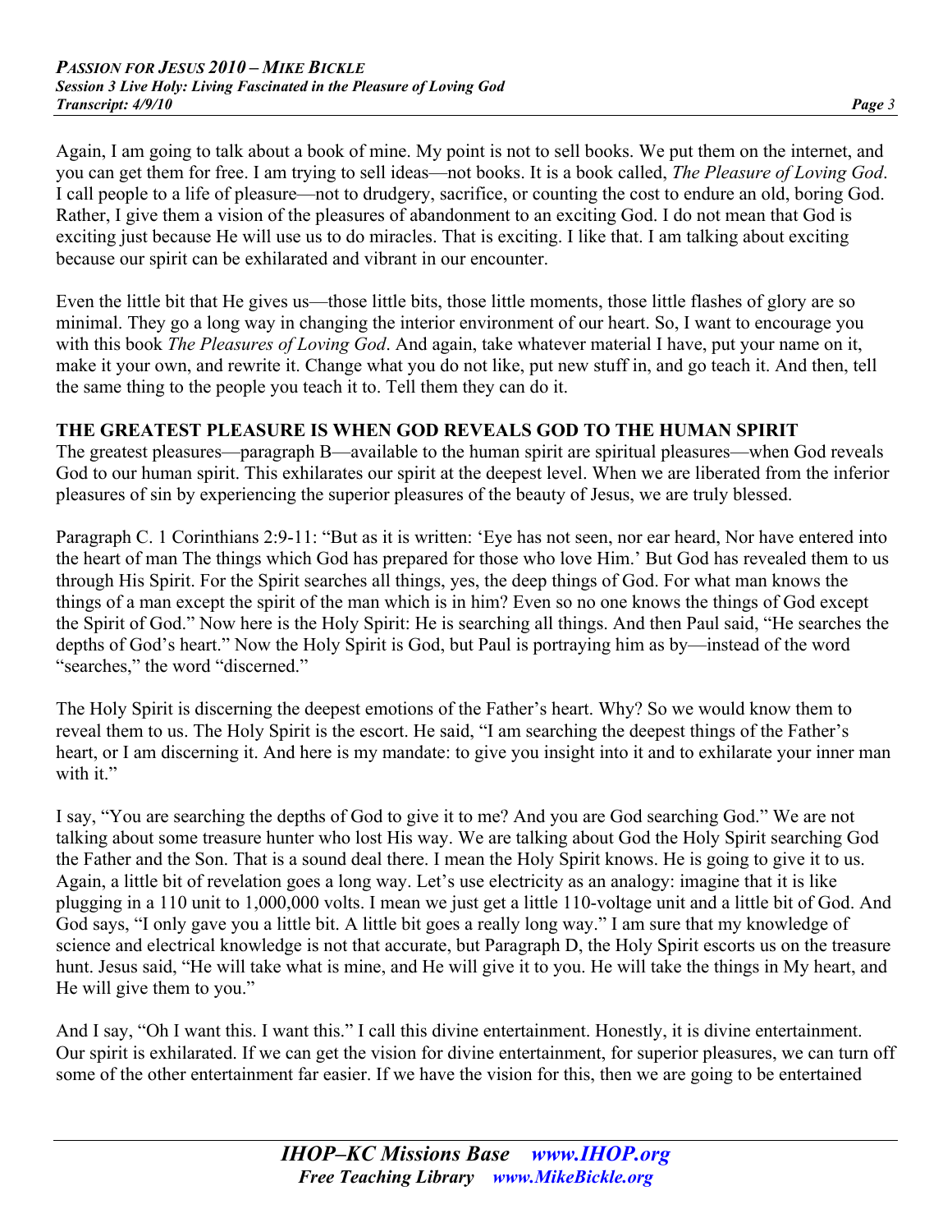Again, I am going to talk about a book of mine. My point is not to sell books. We put them on the internet, and you can get them for free. I am trying to sell ideas—not books. It is a book called, *The Pleasure of Loving God*. I call people to a life of pleasure—not to drudgery, sacrifice, or counting the cost to endure an old, boring God. Rather, I give them a vision of the pleasures of abandonment to an exciting God. I do not mean that God is exciting just because He will use us to do miracles. That is exciting. I like that. I am talking about exciting because our spirit can be exhilarated and vibrant in our encounter.

Even the little bit that He gives us—those little bits, those little moments, those little flashes of glory are so minimal. They go a long way in changing the interior environment of our heart. So, I want to encourage you with this book *The Pleasures of Loving God*. And again, take whatever material I have, put your name on it, make it your own, and rewrite it. Change what you do not like, put new stuff in, and go teach it. And then, tell the same thing to the people you teach it to. Tell them they can do it.

**THE GREATEST PLEASURE IS WHEN GOD REVEALS GOD TO THE HUMAN SPIRIT**

The greatest pleasures—paragraph B—available to the human spirit are spiritual pleasures—when God reveals God to our human spirit. This exhilarates our spirit at the deepest level. When we are liberated from the inferior pleasures of sin by experiencing the superior pleasures of the beauty of Jesus, we are truly blessed.

Paragraph C. 1 Corinthians 2:9-11: "But as it is written: 'Eye has not seen, nor ear heard, Nor have entered into the heart of man The things which God has prepared for those who love Him.' But God has revealed them to us through His Spirit. For the Spirit searches all things, yes, the deep things of God. For what man knows the things of a man except the spirit of the man which is in him? Even so no one knows the things of God except the Spirit of God." Now here is the Holy Spirit: He is searching all things. And then Paul said, "He searches the depths of God's heart." Now the Holy Spirit is God, but Paul is portraying him as by—instead of the word "searches," the word "discerned."

The Holy Spirit is discerning the deepest emotions of the Father's heart. Why? So we would know them to reveal them to us. The Holy Spirit is the escort. He said, "I am searching the deepest things of the Father's heart, or I am discerning it. And here is my mandate: to give you insight into it and to exhilarate your inner man with it."

I say, "You are searching the depths of God to give it to me? And you are God searching God." We are not talking about some treasure hunter who lost His way. We are talking about God the Holy Spirit searching God the Father and the Son. That is a sound deal there. I mean the Holy Spirit knows. He is going to give it to us. Again, a little bit of revelation goes a long way. Let's use electricity as an analogy: imagine that it is like plugging in a 110 unit to 1,000,000 volts. I mean we just get a little 110-voltage unit and a little bit of God. And God says, "I only gave you a little bit. A little bit goes a really long way." I am sure that my knowledge of science and electrical knowledge is not that accurate, but Paragraph D, the Holy Spirit escorts us on the treasure hunt. Jesus said, "He will take what is mine, and He will give it to you. He will take the things in My heart, and He will give them to you."

And I say, "Oh I want this. I want this." I call this divine entertainment. Honestly, it is divine entertainment. Our spirit is exhilarated. If we can get the vision for divine entertainment, for superior pleasures, we can turn off some of the other entertainment far easier. If we have the vision for this, then we are going to be entertained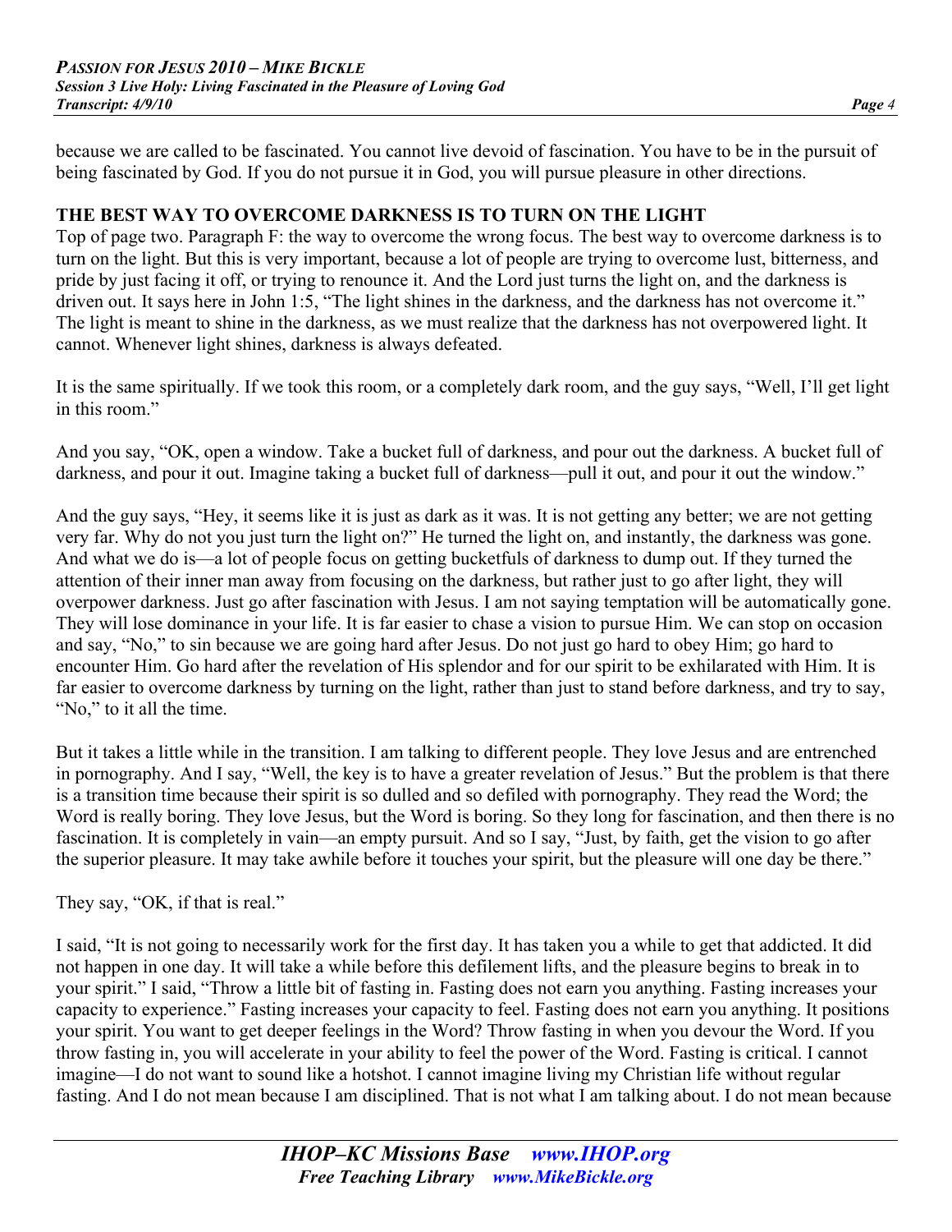because we are called to be fascinated. You cannot live devoid of fascination. You have to be in the pursuit of being fascinated by God. If you do not pursue it in God, you will pursue pleasure in other directions.

## THE BEST WAY TO OVERCOME DARKNESS IS TO TURN ON THE LIGHT

Top of page two. Paragraph F: the way to overcome the wrong focus. The best way to overcome darkness is to turn on the light. But this is very important, because a lot of people are trying to overcome lust, bitterness, and pride by just facing it off, or trying to renounce it. And the Lord just turns the light on, and the darkness is driven out. It says here in John 1:5, "The light shines in the darkness, and the darkness has not overcome it." The light is meant to shine in the darkness, as we must realize that the darkness has not overpowered light. It cannot. Whenever light shines, darkness is always defeated.

It is the same spiritually. If we took this room, or a completely dark room, and the guy says, "Well, I'll get light in this room."

And you say, "OK, open a window. Take a bucket full of darkness, and pour out the darkness. A bucket full of darkness, and pour it out. Imagine taking a bucket full of darkness—pull it out, and pour it out the window."

And the guy says, "Hey, it seems like it is just as dark as it was. It is not getting any better; we are not getting very far. Why do not you just turn the light on?" He turned the light on, and instantly, the darkness was gone. And what we do is—a lot of people focus on getting bucketfuls of darkness to dump out. If they turned the attention of their inner man away from focusing on the darkness, but rather just to go after light, they will overpower darkness. Just go after fascination with Jesus. I am not saying temptation will be automatically gone. They will lose dominance in your life. It is far easier to chase a vision to pursue Him. We can stop on occasion and say, "No," to sin because we are going hard after Jesus. Do not just go hard to obey Him; go hard to encounter Him. Go hard after the revelation of His splendor and for our spirit to be exhilarated with Him. It is far easier to overcome darkness by turning on the light, rather than just to stand before darkness, and try to say, "No," to it all the time.

But it takes a little while in the transition. I am talking to different people. They love Jesus and are entrenched in pornography. And I say, "Well, the key is to have a greater revelation of Jesus." But the problem is that there is a transition time because their spirit is so dulled and so defiled with pornography. They read the Word; the Word is really boring. They love Jesus, but the Word is boring. So they long for fascination, and then there is no fascination. It is completely in vain—an empty pursuit. And so I say, "Just, by faith, get the vision to go after the superior pleasure. It may take awhile before it touches your spirit, but the pleasure will one day be there."

They say, "OK, if that is real."

I said, "It is not going to necessarily work for the first day. It has taken you a while to get that addicted. It did not happen in one day. It will take a while before this defilement lifts, and the pleasure begins to break in to your spirit." I said, "Throw a little bit of fasting in. Fasting does not earn you anything. Fasting increases your capacity to experience." Fasting increases your capacity to feel. Fasting does not earn you anything. It positions your spirit. You want to get deeper feelings in the Word? Throw fasting in when you devour the Word. If you throw fasting in, you will accelerate in your ability to feel the power of the Word. Fasting is critical. I cannot imagine—I do not want to sound like a hotshot. I cannot imagine living my Christian life without regular fasting. And I do not mean because I am disciplined. That is not what I am talking about. I do not mean because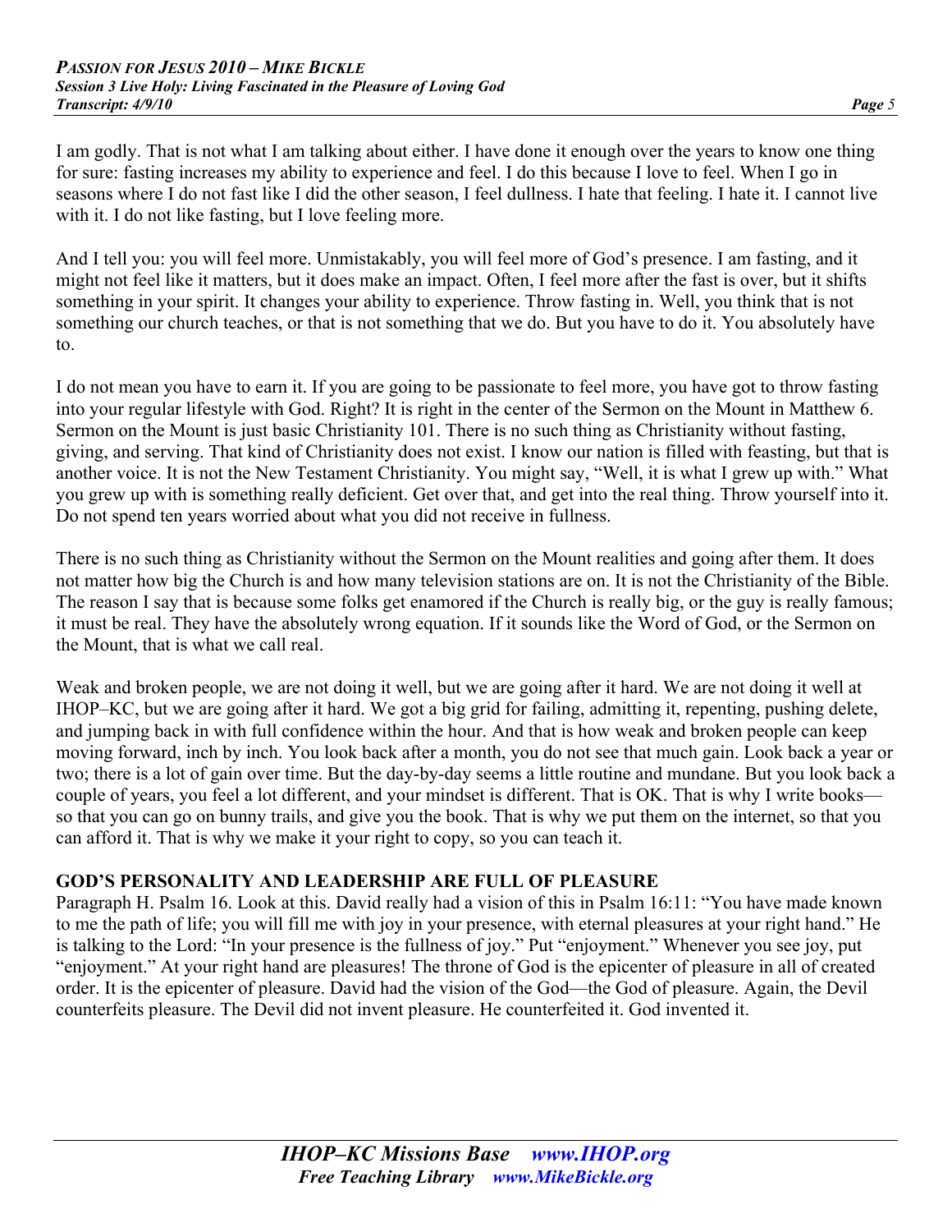I am godly. That is not what I am talking about either. I have done it enough over the years to know one thing for sure: fasting increases my ability to experience and feel. I do this because I love to feel. When I go in seasons where I do not fast like I did the other season, I feel dullness. I hate that feeling. I hate it. I cannot live with it. I do not like fasting, but I love feeling more.

And I tell you: you will feel more. Unmistakably, you will feel more of God's presence. I am fasting, and it might not feel like it matters, but it does make an impact. Often, I feel more after the fast is over, but it shifts something in your spirit. It changes your ability to experience. Throw fasting in. Well, you think that is not something our church teaches, or that is not something that we do. But you have to do it. You absolutely have to.

I do not mean you have to earn it. If you are going to be passionate to feel more, you have got to throw fasting into your regular lifestyle with God. Right? It is right in the center of the Sermon on the Mount in Matthew 6. Sermon on the Mount is just basic Christianity 101. There is no such thing as Christianity without fasting, giving, and serving. That kind of Christianity does not exist. I know our nation is filled with feasting, but that is another voice. It is not the New Testament Christianity. You might say, "Well, it is what I grew up with." What you grew up with is something really deficient. Get over that, and get into the real thing. Throw yourself into it. Do not spend ten years worried about what you did not receive in fullness.

There is no such thing as Christianity without the Sermon on the Mount realities and going after them. It does not matter how big the Church is and how many television stations are on. It is not the Christianity of the Bible. The reason I say that is because some folks get enamored if the Church is really big, or the guy is really famous; it must be real. They have the absolutely wrong equation. If it sounds like the Word of God, or the Sermon on the Mount, that is what we call real.

Weak and broken people, we are not doing it well, but we are going after it hard. We are not doing it well at IHOP–KC, but we are going after it hard. We got a big grid for failing, admitting it, repenting, pushing delete, and jumping back in with full confidence within the hour. And that is how weak and broken people can keep moving forward, inch by inch. You look back after a month, you do not see that much gain. Look back a year or two; there is a lot of gain over time. But the day-by-day seems a little routine and mundane. But you look back a couple of years, you feel a lot different, and your mindset is different. That is OK. That is why I write books—so that you can go on bunny trails, and give you the book. That is why we put them on the internet, so that you can afford it. That is why we make it your right to copy, so you can teach it.

## GOD'S PERSONALITY AND LEADERSHIP ARE FULL OF PLEASURE

Paragraph H. Psalm 16. Look at this. David really had a vision of this in Psalm 16:11: "You have made known to me the path of life; you will fill me with joy in your presence, with eternal pleasures at your right hand." He is talking to the Lord: "In your presence is the fullness of joy." Put "enjoyment." Whenever you see joy, put "enjoyment." At your right hand are pleasures! The throne of God is the epicenter of pleasure in all of created order. It is the epicenter of pleasure. David had the vision of the God—the God of pleasure. Again, the Devil counterfeits pleasure. The Devil did not invent pleasure. He counterfeited it. God invented it.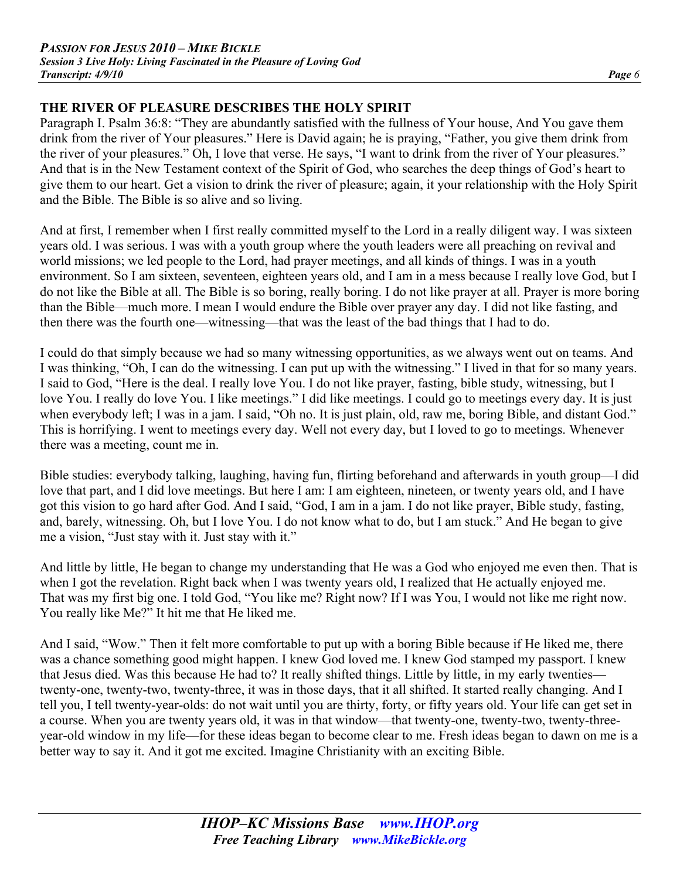## THE RIVER OF PLEASURE DESCRIBES THE HOLY SPIRIT

Paragraph I. Psalm 36:8: "They are abundantly satisfied with the fullness of Your house, And You gave them drink from the river of Your pleasures." Here is David again; he is praying, "Father, you give them drink from the river of your pleasures." Oh, I love that verse. He says, "I want to drink from the river of Your pleasures." And that is in the New Testament context of the Spirit of God, who searches the deep things of God's heart to give them to our heart. Get a vision to drink the river of pleasure; again, it your relationship with the Holy Spirit and the Bible. The Bible is so alive and so living.

And at first, I remember when I first really committed myself to the Lord in a really diligent way. I was sixteen years old. I was serious. I was with a youth group where the youth leaders were all preaching on revival and world missions; we led people to the Lord, had prayer meetings, and all kinds of things. I was in a youth environment. So I am sixteen, seventeen, eighteen years old, and I am in a mess because I really love God, but I do not like the Bible at all. The Bible is so boring, really boring. I do not like prayer at all. Prayer is more boring than the Bible—much more. I mean I would endure the Bible over prayer any day. I did not like fasting, and then there was the fourth one—witnessing—that was the least of the bad things that I had to do.

I could do that simply because we had so many witnessing opportunities, as we always went out on teams. And I was thinking, "Oh, I can do the witnessing. I can put up with the witnessing." I lived in that for so many years. I said to God, "Here is the deal. I really love You. I do not like prayer, fasting, bible study, witnessing, but I love You. I really do love You. I like meetings." I did like meetings. I could go to meetings every day. It is just when everybody left; I was in a jam. I said, "Oh no. It is just plain, old, raw me, boring Bible, and distant God." This is horrifying. I went to meetings every day. Well not every day, but I loved to go to meetings. Whenever there was a meeting, count me in.

Bible studies: everybody talking, laughing, having fun, flirting beforehand and afterwards in youth group—I did love that part, and I did love meetings. But here I am: I am eighteen, nineteen, or twenty years old, and I have got this vision to go hard after God. And I said, "God, I am in a jam. I do not like prayer, Bible study, fasting, and, barely, witnessing. Oh, but I love You. I do not know what to do, but I am stuck." And He began to give me a vision, "Just stay with it. Just stay with it."

And little by little, He began to change my understanding that He was a God who enjoyed me even then. That is when I got the revelation. Right back when I was twenty years old, I realized that He actually enjoyed me. That was my first big one. I told God, "You like me? Right now? If I was You, I would not like me right now. You really like Me?" It hit me that He liked me.

And I said, "Wow." Then it felt more comfortable to put up with a boring Bible because if He liked me, there was a chance something good might happen. I knew God loved me. I knew God stamped my passport. I knew that Jesus died. Was this because He had to? It really shifted things. Little by little, in my early twenties—twenty-one, twenty-two, twenty-three, it was in those days, that it all shifted. It started really changing. And I tell you, I tell twenty-year-olds: do not wait until you are thirty, forty, or fifty years old. Your life can get set in a course. When you are twenty years old, it was in that window—that twenty-one, twenty-two, twenty-three-year-old window in my life—for these ideas began to become clear to me. Fresh ideas began to dawn on me is a better way to say it. And it got me excited. Imagine Christianity with an exciting Bible.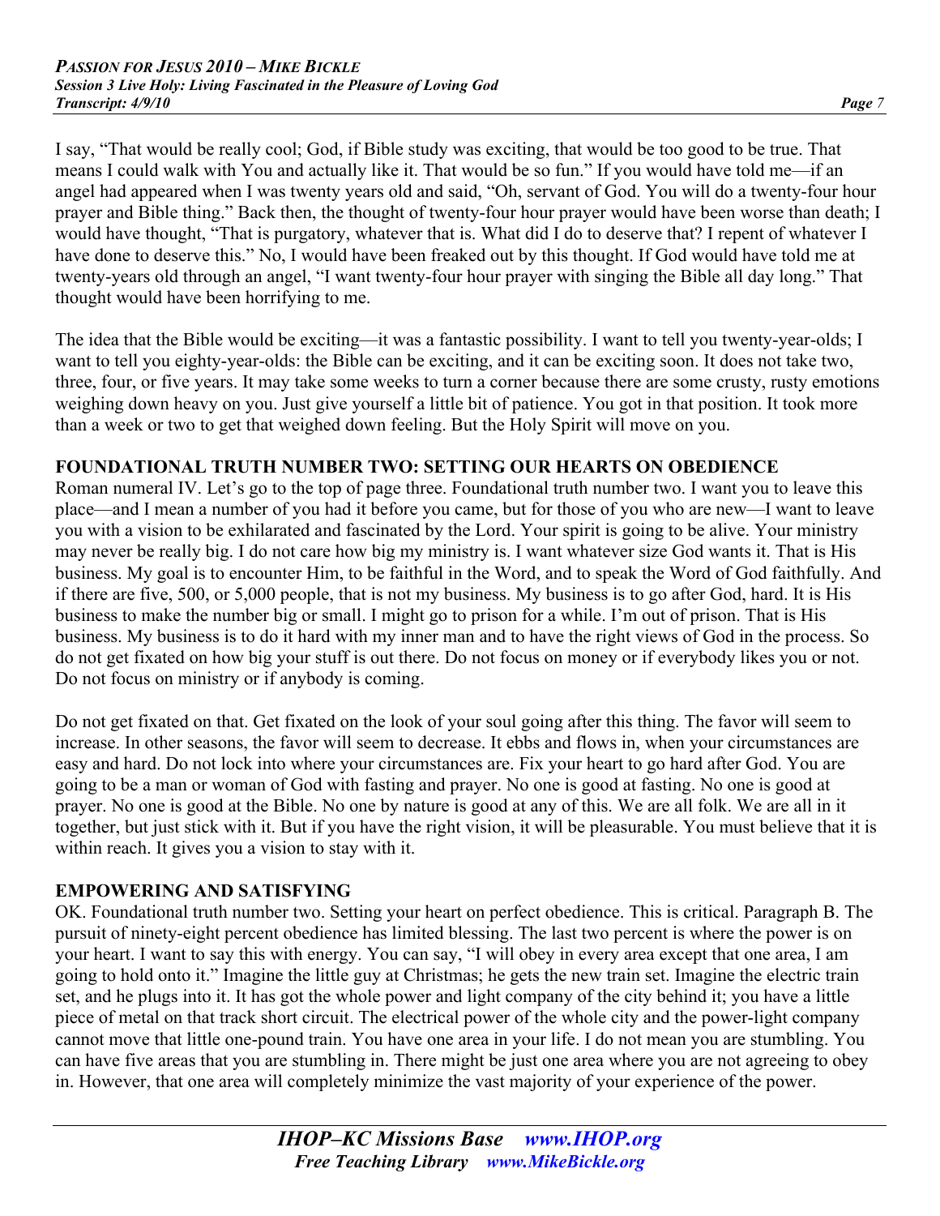I say, "That would be really cool; God, if Bible study was exciting, that would be too good to be true. That means I could walk with You and actually like it. That would be so fun." If you would have told me—if an angel had appeared when I was twenty years old and said, "Oh, servant of God. You will do a twenty-four hour prayer and Bible thing." Back then, the thought of twenty-four hour prayer would have been worse than death; I would have thought, "That is purgatory, whatever that is. What did I do to deserve that? I repent of whatever I have done to deserve this." No, I would have been freaked out by this thought. If God would have told me at twenty-years old through an angel, "I want twenty-four hour prayer with singing the Bible all day long." That thought would have been horrifying to me.

The idea that the Bible would be exciting—it was a fantastic possibility. I want to tell you twenty-year-olds; I want to tell you eighty-year-olds: the Bible can be exciting, and it can be exciting soon. It does not take two, three, four, or five years. It may take some weeks to turn a corner because there are some crusty, rusty emotions weighing down heavy on you. Just give yourself a little bit of patience. You got in that position. It took more than a week or two to get that weighed down feeling. But the Holy Spirit will move on you.

## FOUNDATIONAL TRUTH NUMBER TWO: SETTING OUR HEARTS ON OBEDIENCE

Roman numeral IV. Let's go to the top of page three. Foundational truth number two. I want you to leave this place—and I mean a number of you had it before you came, but for those of you who are new—I want to leave you with a vision to be exhilarated and fascinated by the Lord. Your spirit is going to be alive. Your ministry may never be really big. I do not care how big my ministry is. I want whatever size God wants it. That is His business. My goal is to encounter Him, to be faithful in the Word, and to speak the Word of God faithfully. And if there are five, 500, or 5,000 people, that is not my business. My business is to go after God, hard. It is His business to make the number big or small. I might go to prison for a while. I'm out of prison. That is His business. My business is to do it hard with my inner man and to have the right views of God in the process. So do not get fixated on how big your stuff is out there. Do not focus on money or if everybody likes you or not. Do not focus on ministry or if anybody is coming.

Do not get fixated on that. Get fixated on the look of your soul going after this thing. The favor will seem to increase. In other seasons, the favor will seem to decrease. It ebbs and flows in, when your circumstances are easy and hard. Do not lock into where your circumstances are. Fix your heart to go hard after God. You are going to be a man or woman of God with fasting and prayer. No one is good at fasting. No one is good at prayer. No one is good at the Bible. No one by nature is good at any of this. We are all folk. We are all in it together, but just stick with it. But if you have the right vision, it will be pleasurable. You must believe that it is within reach. It gives you a vision to stay with it.

## EMPOWERING AND SATISFYING

OK. Foundational truth number two. Setting your heart on perfect obedience. This is critical. Paragraph B. The pursuit of ninety-eight percent obedience has limited blessing. The last two percent is where the power is on your heart. I want to say this with energy. You can say, "I will obey in every area except that one area, I am going to hold onto it." Imagine the little guy at Christmas; he gets the new train set. Imagine the electric train set, and he plugs into it. It has got the whole power and light company of the city behind it; you have a little piece of metal on that track short circuit. The electrical power of the whole city and the power-light company cannot move that little one-pound train. You have one area in your life. I do not mean you are stumbling. You can have five areas that you are stumbling in. There might be just one area where you are not agreeing to obey in. However, that one area will completely minimize the vast majority of your experience of the power.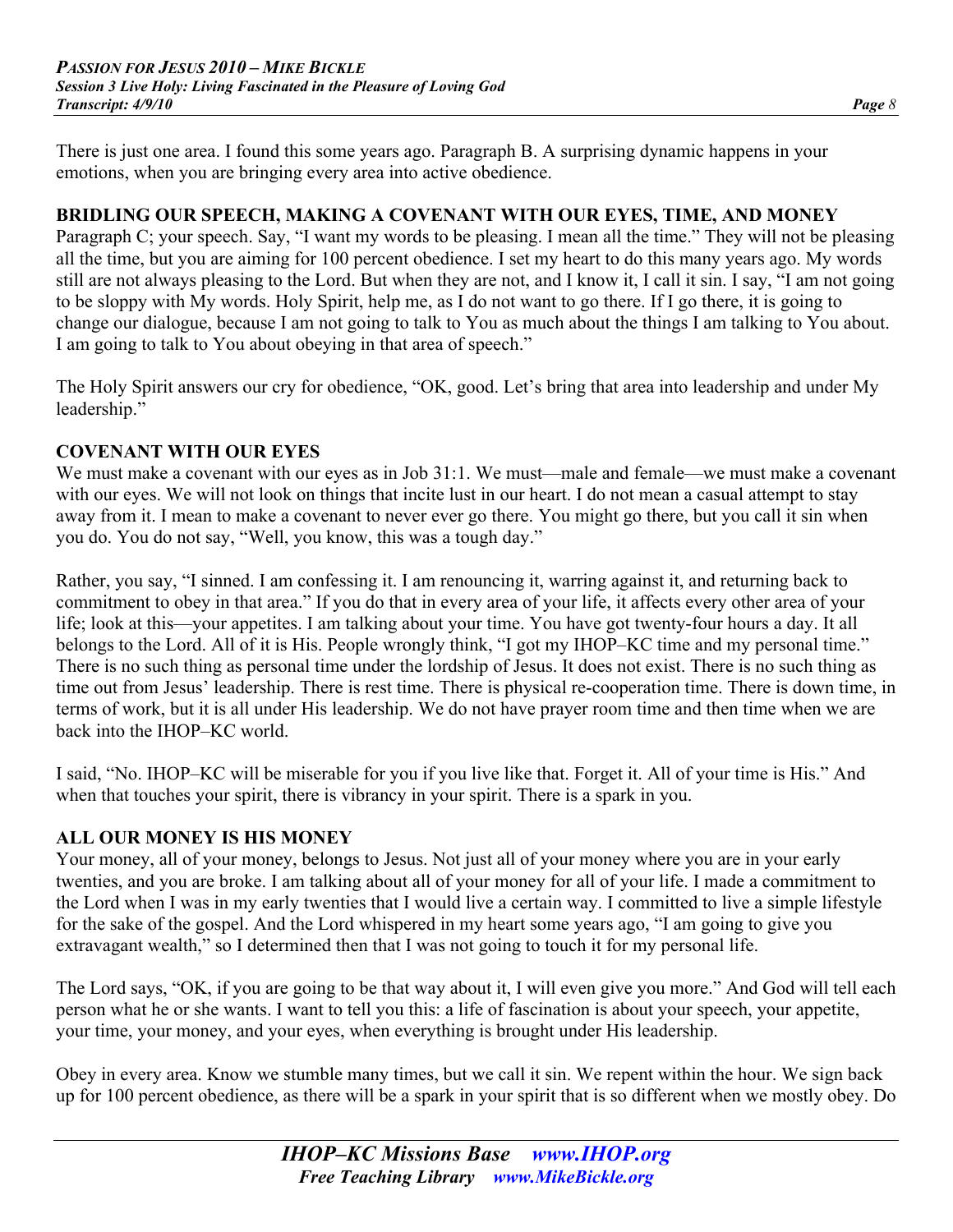There is just one area. I found this some years ago. Paragraph B. A surprising dynamic happens in your emotions, when you are bringing every area into active obedience.

## BRIDLING OUR SPEECH, MAKING A COVENANT WITH OUR EYES, TIME, AND MONEY

Paragraph C; your speech. Say, "I want my words to be pleasing. I mean all the time." They will not be pleasing all the time, but you are aiming for 100 percent obedience. I set my heart to do this many years ago. My words still are not always pleasing to the Lord. But when they are not, and I know it, I call it sin. I say, "I am not going to be sloppy with My words. Holy Spirit, help me, as I do not want to go there. If I go there, it is going to change our dialogue, because I am not going to talk to You as much about the things I am talking to You about. I am going to talk to You about obeying in that area of speech."

The Holy Spirit answers our cry for obedience, "OK, good. Let's bring that area into leadership and under My leadership."

## COVENANT WITH OUR EYES

We must make a covenant with our eyes as in Job 31:1. We must—male and female—we must make a covenant with our eyes. We will not look on things that incite lust in our heart. I do not mean a casual attempt to stay away from it. I mean to make a covenant to never ever go there. You might go there, but you call it sin when you do. You do not say, "Well, you know, this was a tough day."

Rather, you say, "I sinned. I am confessing it. I am renouncing it, warring against it, and returning back to commitment to obey in that area." If you do that in every area of your life, it affects every other area of your life; look at this—your appetites. I am talking about your time. You have got twenty-four hours a day. It all belongs to the Lord. All of it is His. People wrongly think, "I got my IHOP–KC time and my personal time." There is no such thing as personal time under the lordship of Jesus. It does not exist. There is no such thing as time out from Jesus' leadership. There is rest time. There is physical re-cooperation time. There is down time, in terms of work, but it is all under His leadership. We do not have prayer room time and then time when we are back into the IHOP–KC world.

I said, "No. IHOP–KC will be miserable for you if you live like that. Forget it. All of your time is His." And when that touches your spirit, there is vibrancy in your spirit. There is a spark in you.

## ALL OUR MONEY IS HIS MONEY

Your money, all of your money, belongs to Jesus. Not just all of your money where you are in your early twenties, and you are broke. I am talking about all of your money for all of your life. I made a commitment to the Lord when I was in my early twenties that I would live a certain way. I committed to live a simple lifestyle for the sake of the gospel. And the Lord whispered in my heart some years ago, "I am going to give you extravagant wealth," so I determined then that I was not going to touch it for my personal life.

The Lord says, "OK, if you are going to be that way about it, I will even give you more." And God will tell each person what he or she wants. I want to tell you this: a life of fascination is about your speech, your appetite, your time, your money, and your eyes, when everything is brought under His leadership.

Obey in every area. Know we stumble many times, but we call it sin. We repent within the hour. We sign back up for 100 percent obedience, as there will be a spark in your spirit that is so different when we mostly obey. Do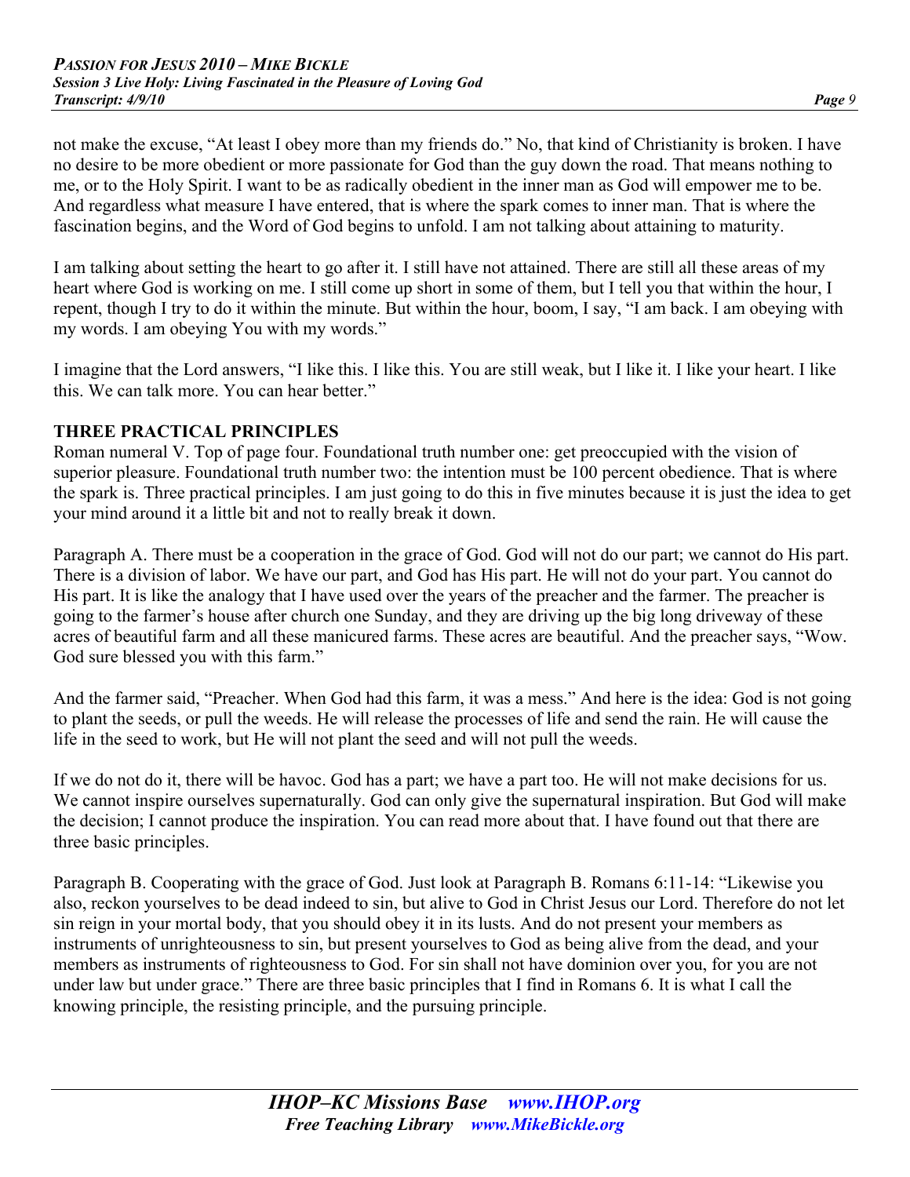not make the excuse, "At least I obey more than my friends do." No, that kind of Christianity is broken. I have no desire to be more obedient or more passionate for God than the guy down the road. That means nothing to me, or to the Holy Spirit. I want to be as radically obedient in the inner man as God will empower me to be. And regardless what measure I have entered, that is where the spark comes to inner man. That is where the fascination begins, and the Word of God begins to unfold. I am not talking about attaining to maturity.

I am talking about setting the heart to go after it. I still have not attained. There are still all these areas of my heart where God is working on me. I still come up short in some of them, but I tell you that within the hour, I repent, though I try to do it within the minute. But within the hour, boom, I say, "I am back. I am obeying with my words. I am obeying You with my words."

I imagine that the Lord answers, "I like this. I like this. You are still weak, but I like it. I like your heart. I like this. We can talk more. You can hear better."

**THREE PRACTICAL PRINCIPLES**

Roman numeral V. Top of page four. Foundational truth number one: get preoccupied with the vision of superior pleasure. Foundational truth number two: the intention must be 100 percent obedience. That is where the spark is. Three practical principles. I am just going to do this in five minutes because it is just the idea to get your mind around it a little bit and not to really break it down.

Paragraph A. There must be a cooperation in the grace of God. God will not do our part; we cannot do His part. There is a division of labor. We have our part, and God has His part. He will not do your part. You cannot do His part. It is like the analogy that I have used over the years of the preacher and the farmer. The preacher is going to the farmer's house after church one Sunday, and they are driving up the big long driveway of these acres of beautiful farm and all these manicured farms. These acres are beautiful. And the preacher says, "Wow. God sure blessed you with this farm."

And the farmer said, "Preacher. When God had this farm, it was a mess." And here is the idea: God is not going to plant the seeds, or pull the weeds. He will release the processes of life and send the rain. He will cause the life in the seed to work, but He will not plant the seed and will not pull the weeds.

If we do not do it, there will be havoc. God has a part; we have a part too. He will not make decisions for us. We cannot inspire ourselves supernaturally. God can only give the supernatural inspiration. But God will make the decision; I cannot produce the inspiration. You can read more about that. I have found out that there are three basic principles.

Paragraph B. Cooperating with the grace of God. Just look at Paragraph B. Romans 6:11-14: "Likewise you also, reckon yourselves to be dead indeed to sin, but alive to God in Christ Jesus our Lord. Therefore do not let sin reign in your mortal body, that you should obey it in its lusts. And do not present your members as instruments of unrighteousness to sin, but present yourselves to God as being alive from the dead, and your members as instruments of righteousness to God. For sin shall not have dominion over you, for you are not under law but under grace." There are three basic principles that I find in Romans 6. It is what I call the knowing principle, the resisting principle, and the pursuing principle.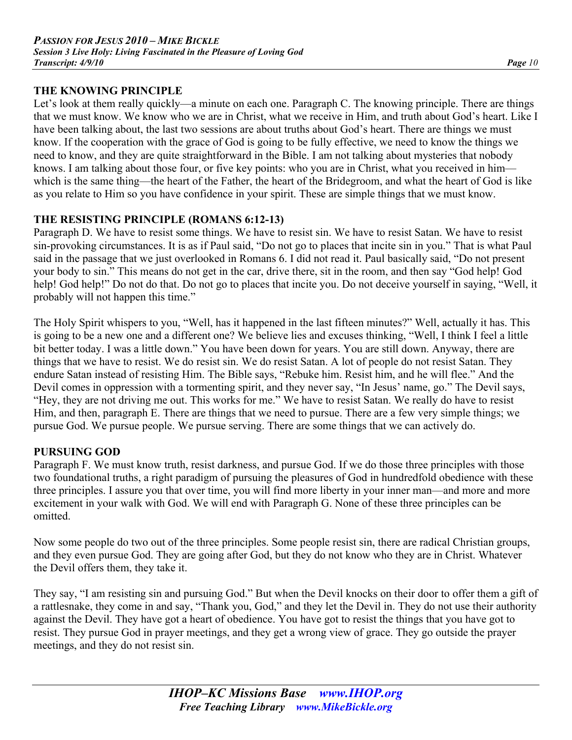## THE KNOWING PRINCIPLE

Let's look at them really quickly—a minute on each one. Paragraph C. The knowing principle. There are things that we must know. We know who we are in Christ, what we receive in Him, and truth about God's heart. Like I have been talking about, the last two sessions are about truths about God's heart. There are things we must know. If the cooperation with the grace of God is going to be fully effective, we need to know the things we need to know, and they are quite straightforward in the Bible. I am not talking about mysteries that nobody knows. I am talking about those four, or five key points: who you are in Christ, what you received in him—which is the same thing—the heart of the Father, the heart of the Bridegroom, and what the heart of God is like as you relate to Him so you have confidence in your spirit. These are simple things that we must know.

## THE RESISTING PRINCIPLE (ROMANS 6:12-13)

Paragraph D. We have to resist some things. We have to resist sin. We have to resist Satan. We have to resist sin-provoking circumstances. It is as if Paul said, "Do not go to places that incite sin in you." That is what Paul said in the passage that we just overlooked in Romans 6. I did not read it. Paul basically said, "Do not present your body to sin." This means do not get in the car, drive there, sit in the room, and then say "God help! God help! God help!" Do not do that. Do not go to places that incite you. Do not deceive yourself in saying, "Well, it probably will not happen this time."

The Holy Spirit whispers to you, "Well, has it happened in the last fifteen minutes?" Well, actually it has. This is going to be a new one and a different one? We believe lies and excuses thinking, "Well, I think I feel a little bit better today. I was a little down." You have been down for years. You are still down. Anyway, there are things that we have to resist. We do resist sin. We do resist Satan. A lot of people do not resist Satan. They endure Satan instead of resisting Him. The Bible says, "Rebuke him. Resist him, and he will flee." And the Devil comes in oppression with a tormenting spirit, and they never say, "In Jesus' name, go." The Devil says, "Hey, they are not driving me out. This works for me." We have to resist Satan. We really do have to resist Him, and then, paragraph E. There are things that we need to pursue. There are a few very simple things; we pursue God. We pursue people. We pursue serving. There are some things that we can actively do.

## PURSUING GOD

Paragraph F. We must know truth, resist darkness, and pursue God. If we do those three principles with those two foundational truths, a right paradigm of pursuing the pleasures of God in hundredfold obedience with these three principles. I assure you that over time, you will find more liberty in your inner man—and more and more excitement in your walk with God. We will end with Paragraph G. None of these three principles can be omitted.

Now some people do two out of the three principles. Some people resist sin, there are radical Christian groups, and they even pursue God. They are going after God, but they do not know who they are in Christ. Whatever the Devil offers them, they take it.

They say, "I am resisting sin and pursuing God." But when the Devil knocks on their door to offer them a gift of a rattlesnake, they come in and say, "Thank you, God," and they let the Devil in. They do not use their authority against the Devil. They have got a heart of obedience. You have got to resist the things that you have got to resist. They pursue God in prayer meetings, and they get a wrong view of grace. They go outside the prayer meetings, and they do not resist sin.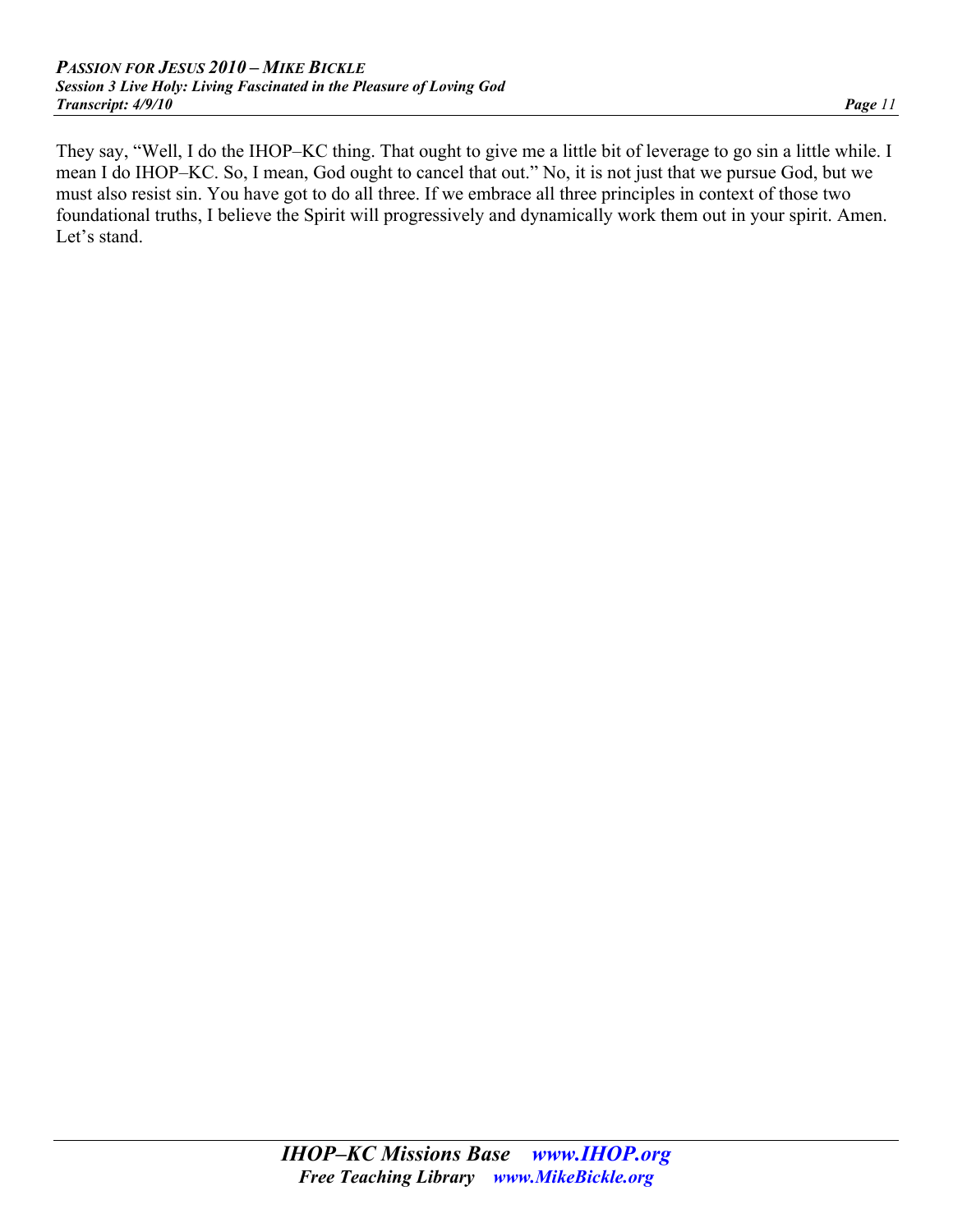They say, "Well, I do the IHOP–KC thing. That ought to give me a little bit of leverage to go sin a little while. I mean I do IHOP–KC. So, I mean, God ought to cancel that out." No, it is not just that we pursue God, but we must also resist sin. You have got to do all three. If we embrace all three principles in context of those two foundational truths, I believe the Spirit will progressively and dynamically work them out in your spirit. Amen. Let's stand.